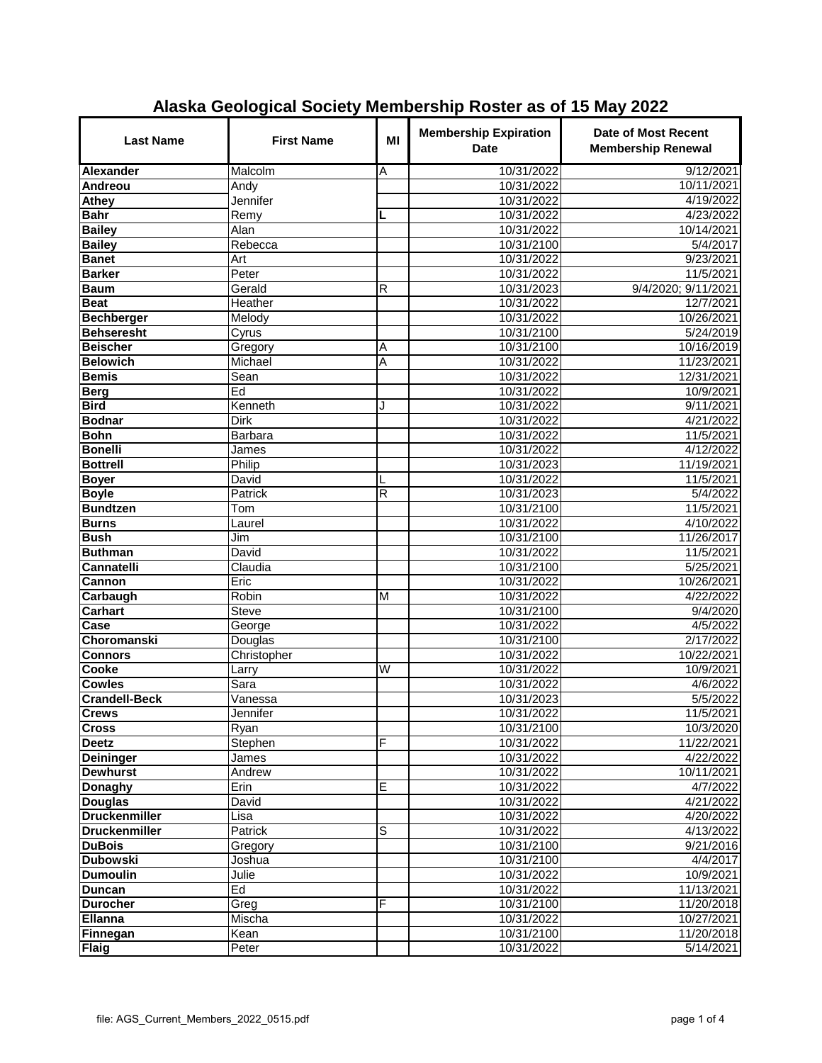# Alaska Geological Society Membership Roster as of 15 May 2022

| Last Name | First Name | MI | Membership Expiration Date | Date of Most Recent Membership Renewal |
|---|---|---|---|---|
| **Alexander** | Malcolm | A | 10/31/2022 | 9/12/2021 |
| **Andreou** | Andy | | 10/31/2022 | 10/11/2021 |
| **Athey** | Jennifer | | 10/31/2022 | 4/19/2022 |
| **Bahr** | Remy | **L** | 10/31/2022 | 4/23/2022 |
| **Bailey** | Alan | | 10/31/2022 | 10/14/2021 |
| **Bailey** | Rebecca | | 10/31/2100 | 5/4/2017 |
| **Banet** | Art | | 10/31/2022 | 9/23/2021 |
| **Barker** | Peter | | 10/31/2022 | 11/5/2021 |
| **Baum** | Gerald | R | 10/31/2023 | 9/4/2020; 9/11/2021 |
| **Beat** | Heather | | 10/31/2022 | 12/7/2021 |
| **Bechberger** | Melody | | 10/31/2022 | 10/26/2021 |
| **Behseresht** | Cyrus | | 10/31/2100 | 5/24/2019 |
| **Beischer** | Gregory | A | 10/31/2100 | 10/16/2019 |
| **Belowich** | Michael | A | 10/31/2022 | 11/23/2021 |
| **Bemis** | Sean | | 10/31/2022 | 12/31/2021 |
| **Berg** | Ed | | 10/31/2022 | 10/9/2021 |
| **Bird** | Kenneth | J | 10/31/2022 | 9/11/2021 |
| **Bodnar** | Dirk | | 10/31/2022 | 4/21/2022 |
| **Bohn** | Barbara | | 10/31/2022 | 11/5/2021 |
| **Bonelli** | James | | 10/31/2022 | 4/12/2022 |
| **Bottrell** | Philip | | 10/31/2023 | 11/19/2021 |
| **Boyer** | David | L | 10/31/2022 | 11/5/2021 |
| **Boyle** | Patrick | R | 10/31/2023 | 5/4/2022 |
| **Bundtzen** | Tom | | 10/31/2100 | 11/5/2021 |
| **Burns** | Laurel | | 10/31/2022 | 4/10/2022 |
| **Bush** | Jim | | 10/31/2100 | 11/26/2017 |
| **Buthman** | David | | 10/31/2022 | 11/5/2021 |
| **Cannatelli** | Claudia | | 10/31/2100 | 5/25/2021 |
| **Cannon** | Eric | | 10/31/2022 | 10/26/2021 |
| **Carbaugh** | Robin | M | 10/31/2022 | 4/22/2022 |
| **Carhart** | Steve | | 10/31/2100 | 9/4/2020 |
| **Case** | George | | 10/31/2022 | 4/5/2022 |
| **Choromanski** | Douglas | | 10/31/2100 | 2/17/2022 |
| **Connors** | Christopher | | 10/31/2022 | 10/22/2021 |
| **Cooke** | Larry | W | 10/31/2022 | 10/9/2021 |
| **Cowles** | Sara | | 10/31/2022 | 4/6/2022 |
| **Crandell-Beck** | Vanessa | | 10/31/2023 | 5/5/2022 |
| **Crews** | Jennifer | | 10/31/2022 | 11/5/2021 |
| **Cross** | Ryan | | 10/31/2100 | 10/3/2020 |
| **Deetz** | Stephen | F | 10/31/2022 | 11/22/2021 |
| **Deininger** | James | | 10/31/2022 | 4/22/2022 |
| **Dewhurst** | Andrew | | 10/31/2022 | 10/11/2021 |
| **Donaghy** | Erin | E | 10/31/2022 | 4/7/2022 |
| **Douglas** | David | | 10/31/2022 | 4/21/2022 |
| **Druckenmiller** | Lisa | | 10/31/2022 | 4/20/2022 |
| **Druckenmiller** | Patrick | S | 10/31/2022 | 4/13/2022 |
| **DuBois** | Gregory | | 10/31/2100 | 9/21/2016 |
| **Dubowski** | Joshua | | 10/31/2100 | 4/4/2017 |
| **Dumoulin** | Julie | | 10/31/2022 | 10/9/2021 |
| **Duncan** | Ed | | 10/31/2022 | 11/13/2021 |
| **Durocher** | Greg | F | 10/31/2100 | 11/20/2018 |
| **Ellanna** | Mischa | | 10/31/2022 | 10/27/2021 |
| **Finnegan** | Kean | | 10/31/2100 | 11/20/2018 |
| **Flaig** | Peter | | 10/31/2022 | 5/14/2021 |

file: AGS_Current_Members_2022_0515.pdf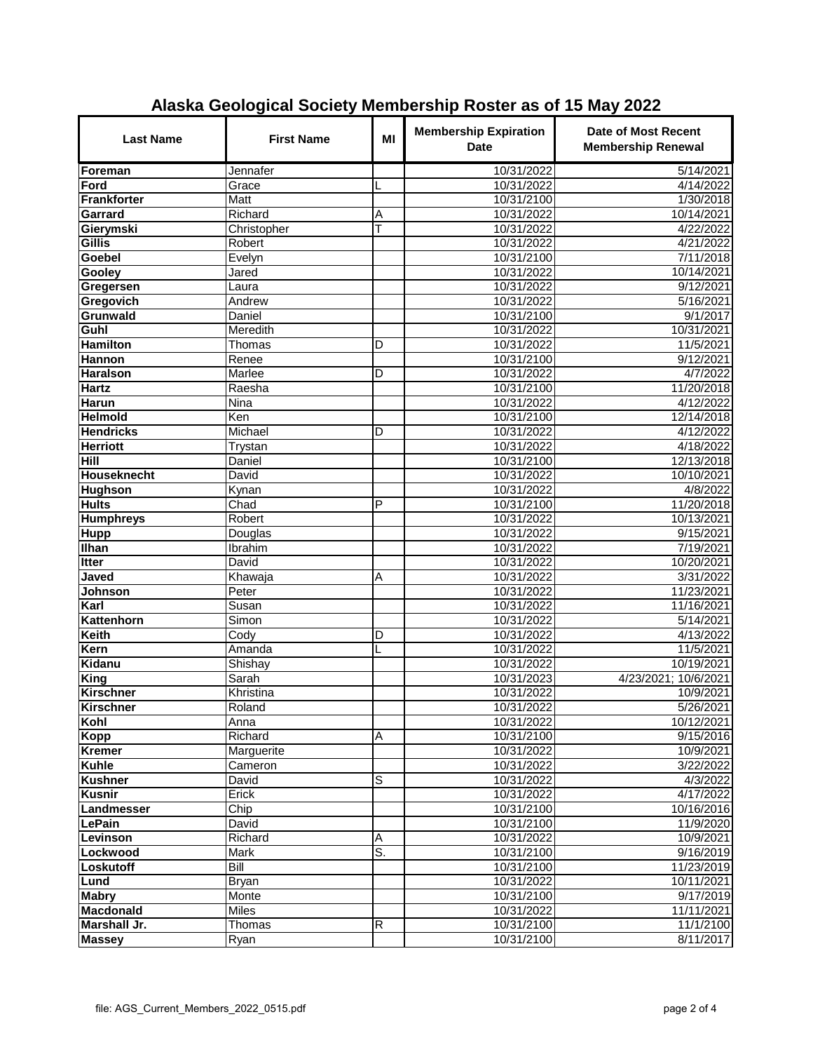# Alaska Geological Society Membership Roster as of 15 May 2022

| Last Name | First Name | MI | Membership Expiration Date | Date of Most Recent Membership Renewal |
|---|---|---|---|---|
| **Foreman** | Jennafer | | 10/31/2022 | 5/14/2021 |
| **Ford** | Grace | L | 10/31/2022 | 4/14/2022 |
| **Frankforter** | Matt | | 10/31/2100 | 1/30/2018 |
| **Garrard** | Richard | A | 10/31/2022 | 10/14/2021 |
| **Gierymski** | Christopher | T | 10/31/2022 | 4/22/2022 |
| **Gillis** | Robert | | 10/31/2022 | 4/21/2022 |
| **Goebel** | Evelyn | | 10/31/2100 | 7/11/2018 |
| **Gooley** | Jared | | 10/31/2022 | 10/14/2021 |
| **Gregersen** | Laura | | 10/31/2022 | 9/12/2021 |
| **Gregovich** | Andrew | | 10/31/2022 | 5/16/2021 |
| **Grunwald** | Daniel | | 10/31/2100 | 9/1/2017 |
| **Guhl** | Meredith | | 10/31/2022 | 10/31/2021 |
| **Hamilton** | Thomas | D | 10/31/2022 | 11/5/2021 |
| **Hannon** | Renee | | 10/31/2100 | 9/12/2021 |
| **Haralson** | Marlee | D | 10/31/2022 | 4/7/2022 |
| **Hartz** | Raesha | | 10/31/2100 | 11/20/2018 |
| **Harun** | Nina | | 10/31/2022 | 4/12/2022 |
| **Helmold** | Ken | | 10/31/2100 | 12/14/2018 |
| **Hendricks** | Michael | D | 10/31/2022 | 4/12/2022 |
| **Herriott** | Trystan | | 10/31/2022 | 4/18/2022 |
| **Hill** | Daniel | | 10/31/2100 | 12/13/2018 |
| **Houseknecht** | David | | 10/31/2022 | 10/10/2021 |
| **Hughson** | Kynan | | 10/31/2022 | 4/8/2022 |
| **Hults** | Chad | P | 10/31/2100 | 11/20/2018 |
| **Humphreys** | Robert | | 10/31/2022 | 10/13/2021 |
| **Hupp** | Douglas | | 10/31/2022 | 9/15/2021 |
| **Ilhan** | Ibrahim | | 10/31/2022 | 7/19/2021 |
| **Itter** | David | | 10/31/2022 | 10/20/2021 |
| **Javed** | Khawaja | A | 10/31/2022 | 3/31/2022 |
| **Johnson** | Peter | | 10/31/2022 | 11/23/2021 |
| **Karl** | Susan | | 10/31/2022 | 11/16/2021 |
| **Kattenhorn** | Simon | | 10/31/2022 | 5/14/2021 |
| **Keith** | Cody | D | 10/31/2022 | 4/13/2022 |
| **Kern** | Amanda | L | 10/31/2022 | 11/5/2021 |
| **Kidanu** | Shishay | | 10/31/2022 | 10/19/2021 |
| **King** | Sarah | | 10/31/2023 | 4/23/2021; 10/6/2021 |
| **Kirschner** | Khristina | | 10/31/2022 | 10/9/2021 |
| **Kirschner** | Roland | | 10/31/2022 | 5/26/2021 |
| **Kohl** | Anna | | 10/31/2022 | 10/12/2021 |
| **Kopp** | Richard | A | 10/31/2100 | 9/15/2016 |
| **Kremer** | Marguerite | | 10/31/2022 | 10/9/2021 |
| **Kuhle** | Cameron | | 10/31/2022 | 3/22/2022 |
| **Kushner** | David | S | 10/31/2022 | 4/3/2022 |
| **Kusnir** | Erick | | 10/31/2022 | 4/17/2022 |
| **Landmesser** | Chip | | 10/31/2100 | 10/16/2016 |
| **LePain** | David | | 10/31/2100 | 11/9/2020 |
| **Levinson** | Richard | A | 10/31/2022 | 10/9/2021 |
| **Lockwood** | Mark | S. | 10/31/2100 | 9/16/2019 |
| **Loskutoff** | Bill | | 10/31/2100 | 11/23/2019 |
| **Lund** | Bryan | | 10/31/2022 | 10/11/2021 |
| **Mabry** | Monte | | 10/31/2100 | 9/17/2019 |
| **Macdonald** | Miles | | 10/31/2022 | 11/11/2021 |
| **Marshall Jr.** | Thomas | R | 10/31/2100 | 11/1/2100 |
| **Massey** | Ryan | | 10/31/2100 | 8/11/2017 |

file: AGS_Current_Members_2022_0515.pdf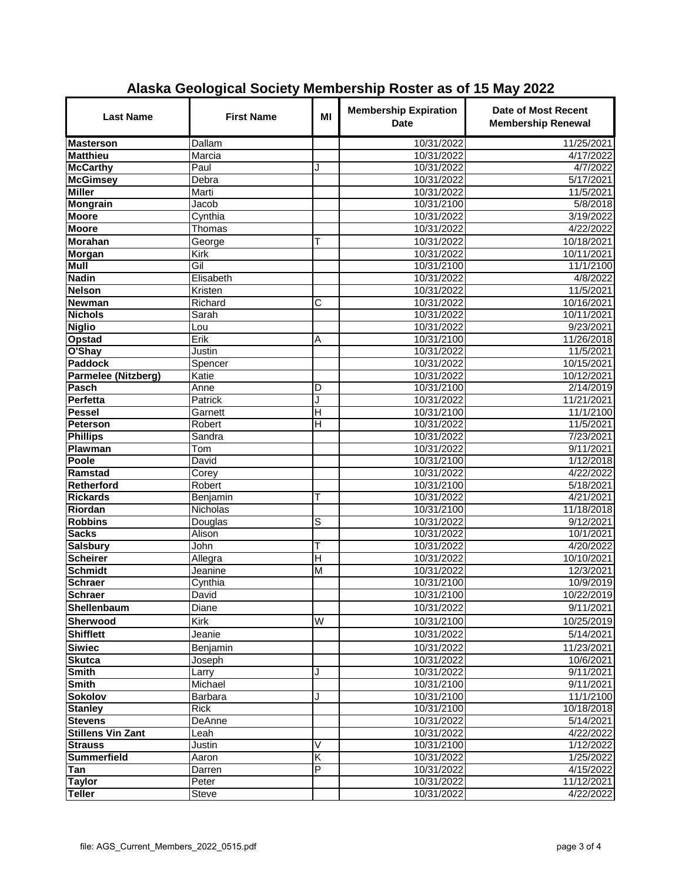# Alaska Geological Society Membership Roster as of 15 May 2022

| Last Name | First Name | MI | Membership Expiration Date | Date of Most Recent Membership Renewal |
|---|---|---|---|---|
| **Masterson** | Dallam | | 10/31/2022 | 11/25/2021 |
| **Matthieu** | Marcia | | 10/31/2022 | 4/17/2022 |
| **McCarthy** | Paul | J | 10/31/2022 | 4/7/2022 |
| **McGimsey** | Debra | | 10/31/2022 | 5/17/2021 |
| **Miller** | Marti | | 10/31/2022 | 11/5/2021 |
| **Mongrain** | Jacob | | 10/31/2100 | 5/8/2018 |
| **Moore** | Cynthia | | 10/31/2022 | 3/19/2022 |
| **Moore** | Thomas | | 10/31/2022 | 4/22/2022 |
| **Morahan** | George | T | 10/31/2022 | 10/18/2021 |
| **Morgan** | Kirk | | 10/31/2022 | 10/11/2021 |
| **Mull** | Gil | | 10/31/2100 | 11/1/2100 |
| **Nadin** | Elisabeth | | 10/31/2022 | 4/8/2022 |
| **Nelson** | Kristen | | 10/31/2022 | 11/5/2021 |
| **Newman** | Richard | C | 10/31/2022 | 10/16/2021 |
| **Nichols** | Sarah | | 10/31/2022 | 10/11/2021 |
| **Niglio** | Lou | | 10/31/2022 | 9/23/2021 |
| **Opstad** | Erik | A | 10/31/2100 | 11/26/2018 |
| **O'Shay** | Justin | | 10/31/2022 | 11/5/2021 |
| **Paddock** | Spencer | | 10/31/2022 | 10/15/2021 |
| **Parmelee (Nitzberg)** | Katie | | 10/31/2022 | 10/12/2021 |
| **Pasch** | Anne | D | 10/31/2100 | 2/14/2019 |
| **Perfetta** | Patrick | J | 10/31/2022 | 11/21/2021 |
| **Pessel** | Garnett | H | 10/31/2100 | 11/1/2100 |
| **Peterson** | Robert | H | 10/31/2022 | 11/5/2021 |
| **Phillips** | Sandra | | 10/31/2022 | 7/23/2021 |
| **Plawman** | Tom | | 10/31/2022 | 9/11/2021 |
| **Poole** | David | | 10/31/2100 | 1/12/2018 |
| **Ramstad** | Corey | | 10/31/2022 | 4/22/2022 |
| **Retherford** | Robert | | 10/31/2100 | 5/18/2021 |
| **Rickards** | Benjamin | T | 10/31/2022 | 4/21/2021 |
| **Riordan** | Nicholas | | 10/31/2100 | 11/18/2018 |
| **Robbins** | Douglas | S | 10/31/2022 | 9/12/2021 |
| **Sacks** | Alison | | 10/31/2022 | 10/1/2021 |
| **Salsbury** | John | T | 10/31/2022 | 4/20/2022 |
| **Scheirer** | Allegra | H | 10/31/2022 | 10/10/2021 |
| **Schmidt** | Jeanine | M | 10/31/2022 | 12/3/2021 |
| **Schraer** | Cynthia | | 10/31/2100 | 10/9/2019 |
| **Schraer** | David | | 10/31/2100 | 10/22/2019 |
| **Shellenbaum** | Diane | | 10/31/2022 | 9/11/2021 |
| **Sherwood** | Kirk | W | 10/31/2100 | 10/25/2019 |
| **Shifflett** | Jeanie | | 10/31/2022 | 5/14/2021 |
| **Siwiec** | Benjamin | | 10/31/2022 | 11/23/2021 |
| **Skutca** | Joseph | | 10/31/2022 | 10/6/2021 |
| **Smith** | Larry | J | 10/31/2022 | 9/11/2021 |
| **Smith** | Michael | | 10/31/2100 | 9/11/2021 |
| **Sokolov** | Barbara | J | 10/31/2100 | 11/1/2100 |
| **Stanley** | Rick | | 10/31/2100 | 10/18/2018 |
| **Stevens** | DeAnne | | 10/31/2022 | 5/14/2021 |
| **Stillens Vin Zant** | Leah | | 10/31/2022 | 4/22/2022 |
| **Strauss** | Justin | V | 10/31/2100 | 1/12/2022 |
| **Summerfield** | Aaron | K | 10/31/2022 | 1/25/2022 |
| **Tan** | Darren | P | 10/31/2022 | 4/15/2022 |
| **Taylor** | Peter | | 10/31/2022 | 11/12/2021 |
| **Teller** | Steve | | 10/31/2022 | 4/22/2022 |

file: AGS_Current_Members_2022_0515.pdf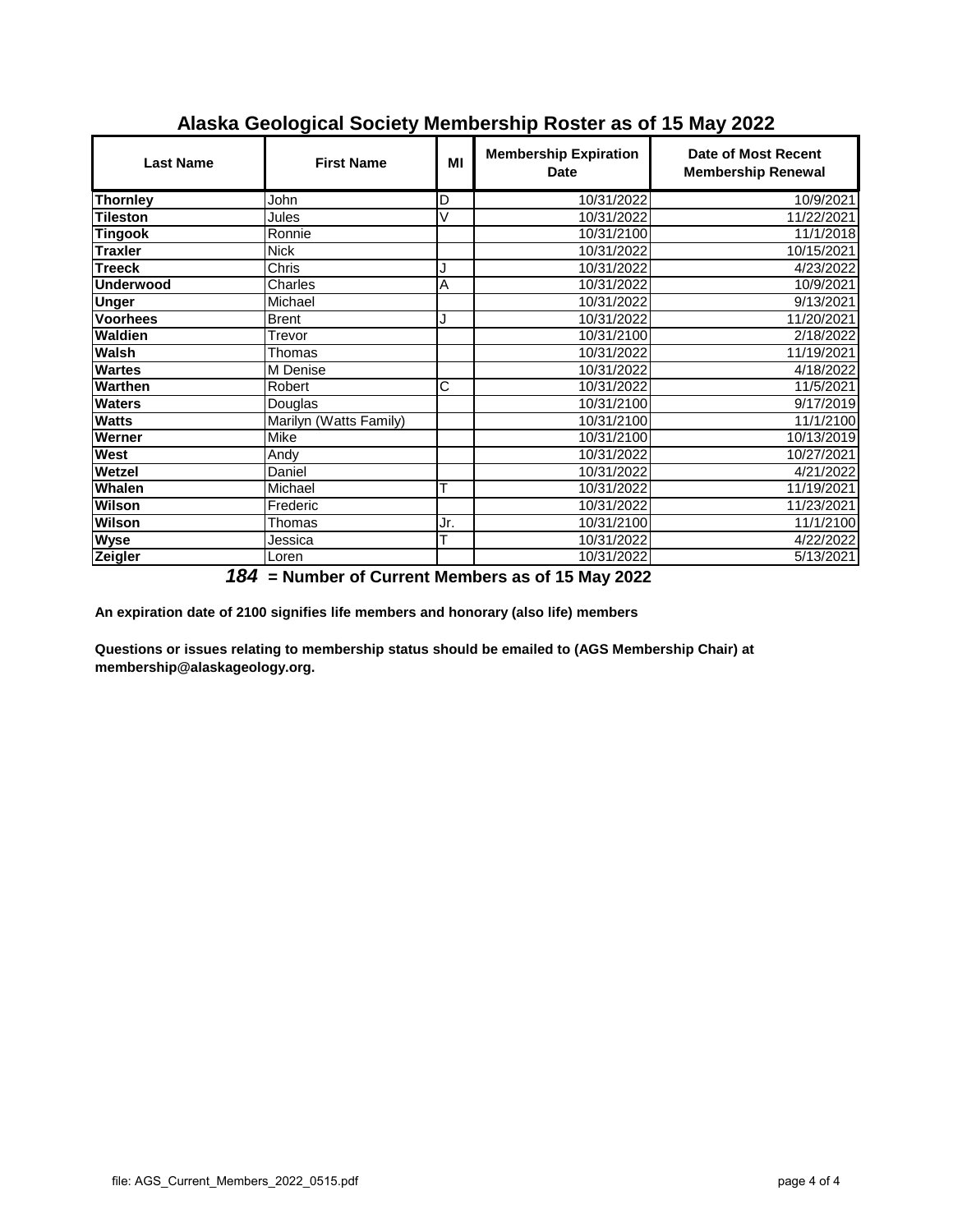# Alaska Geological Society Membership Roster as of 15 May 2022

| Last Name | First Name | MI | Membership Expiration Date | Date of Most Recent Membership Renewal |
|---|---|---|---|---|
| **Thornley** | John | D | 10/31/2022 | 10/9/2021 |
| **Tileston** | Jules | V | 10/31/2022 | 11/22/2021 |
| **Tingook** | Ronnie | | 10/31/2100 | 11/1/2018 |
| **Traxler** | Nick | | 10/31/2022 | 10/15/2021 |
| **Treeck** | Chris | J | 10/31/2022 | 4/23/2022 |
| **Underwood** | Charles | A | 10/31/2022 | 10/9/2021 |
| **Unger** | Michael | | 10/31/2022 | 9/13/2021 |
| **Voorhees** | Brent | J | 10/31/2022 | 11/20/2021 |
| **Waldien** | Trevor | | 10/31/2100 | 2/18/2022 |
| **Walsh** | Thomas | | 10/31/2022 | 11/19/2021 |
| **Wartes** | M Denise | | 10/31/2022 | 4/18/2022 |
| **Warthen** | Robert | C | 10/31/2022 | 11/5/2021 |
| **Waters** | Douglas | | 10/31/2100 | 9/17/2019 |
| **Watts** | Marilyn (Watts Family) | | 10/31/2100 | 11/1/2100 |
| **Werner** | Mike | | 10/31/2100 | 10/13/2019 |
| **West** | Andy | | 10/31/2022 | 10/27/2021 |
| **Wetzel** | Daniel | | 10/31/2022 | 4/21/2022 |
| **Whalen** | Michael | T | 10/31/2022 | 11/19/2021 |
| **Wilson** | Frederic | | 10/31/2022 | 11/23/2021 |
| **Wilson** | Thomas | Jr. | 10/31/2100 | 11/1/2100 |
| **Wyse** | Jessica | T | 10/31/2022 | 4/22/2022 |
| **Zeigler** | Loren | | 10/31/2022 | 5/13/2021 |

***184*** **= Number of Current Members as of 15 May 2022**

**An expiration date of 2100 signifies life members and honorary (also life) members**

**Questions or issues relating to membership status should be emailed to (AGS Membership Chair) at membership@alaskageology.org.**

file: AGS_Current_Members_2022_0515.pdf